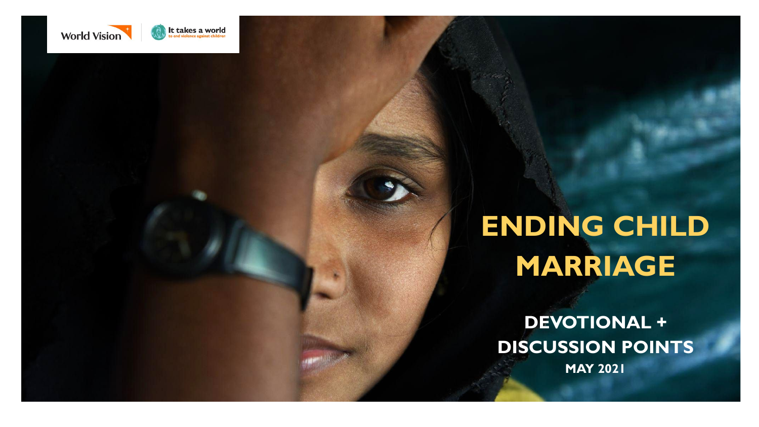World Vision

It takes a world to end violence against children

# ENDING CHILD MARRIAGE

## DEVOTIONAL + DISCUSSION POINTS

**MAY 2021**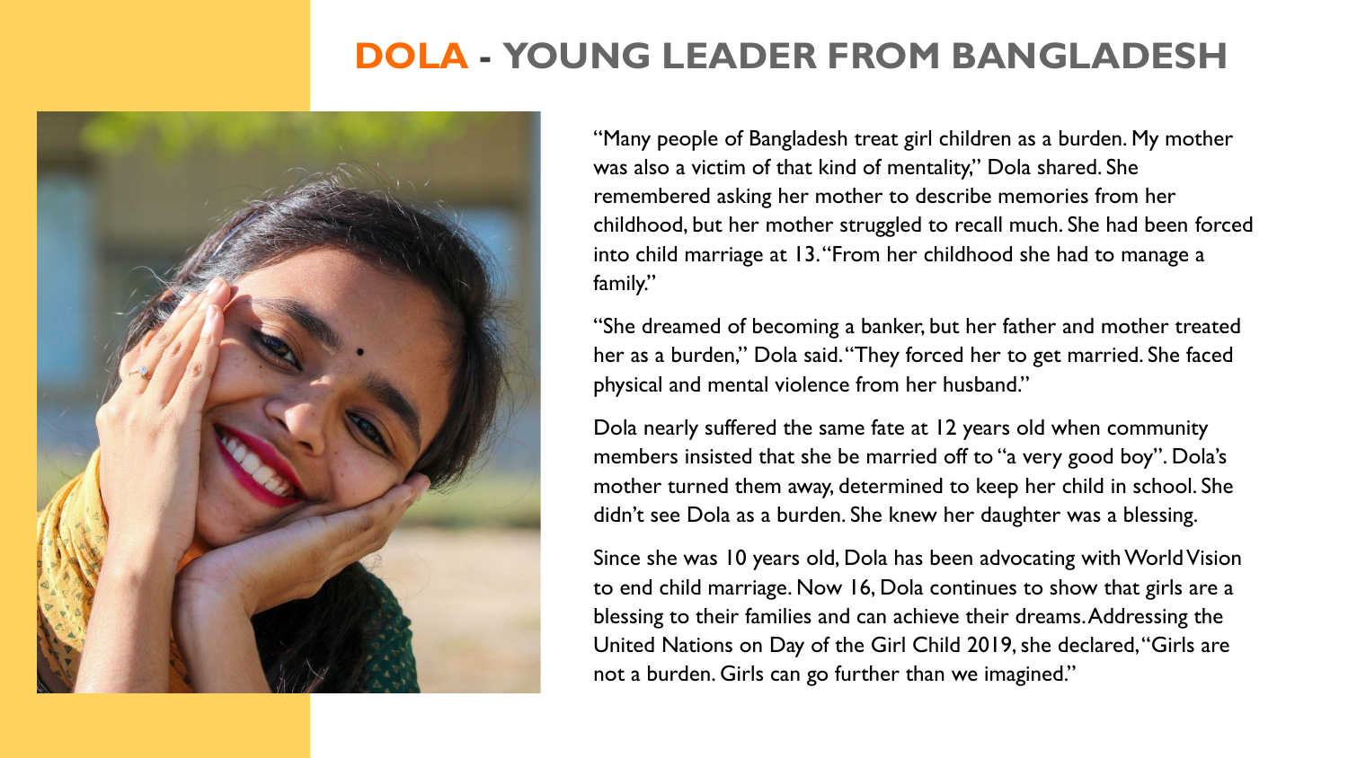# DOLA - YOUNG LEADER FROM BANGLADESH

"Many people of Bangladesh treat girl children as a burden. My mother was also a victim of that kind of mentality," Dola shared. She remembered asking her mother to describe memories from her childhood, but her mother struggled to recall much. She had been forced into child marriage at 13. "From her childhood she had to manage a family."

"She dreamed of becoming a banker, but her father and mother treated her as a burden," Dola said. "They forced her to get married. She faced physical and mental violence from her husband."

Dola nearly suffered the same fate at 12 years old when community members insisted that she be married off to "a very good boy". Dola's mother turned them away, determined to keep her child in school. She didn't see Dola as a burden. She knew her daughter was a blessing.

Since she was 10 years old, Dola has been advocating with World Vision to end child marriage. Now 16, Dola continues to show that girls are a blessing to their families and can achieve their dreams. Addressing the United Nations on Day of the Girl Child 2019, she declared, "Girls are not a burden. Girls can go further than we imagined."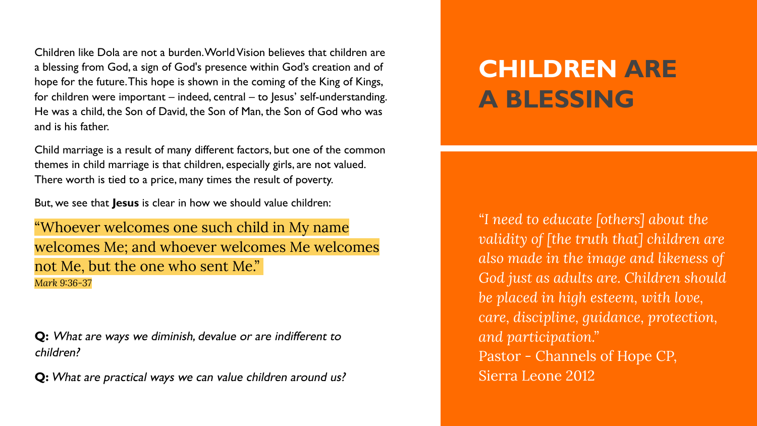# CHILDREN ARE A BLESSING

Children like Dola are not a burden. World Vision believes that children are a blessing from God, a sign of God's presence within God's creation and of hope for the future. This hope is shown in the coming of the King of Kings, for children were important – indeed, central – to Jesus' self-understanding. He was a child, the Son of David, the Son of Man, the Son of God who was and is his father.

Child marriage is a result of many different factors, but one of the common themes in child marriage is that children, especially girls, are not valued. There worth is tied to a price, many times the result of poverty.

But, we see that **Jesus** is clear in how we should value children:

"Whoever welcomes one such child in My name welcomes Me; and whoever welcomes Me welcomes not Me, but the one who sent Me."
*Mark 9:36-37*

**Q:** *What are ways we diminish, devalue or are indifferent to children?*

**Q:** *What are practical ways we can value children around us?*

*"I need to educate [others] about the validity of [the truth that] children are also made in the image and likeness of God just as adults are. Children should be placed in high esteem, with love, care, discipline, guidance, protection, and participation."*
Pastor - Channels of Hope CP, Sierra Leone 2012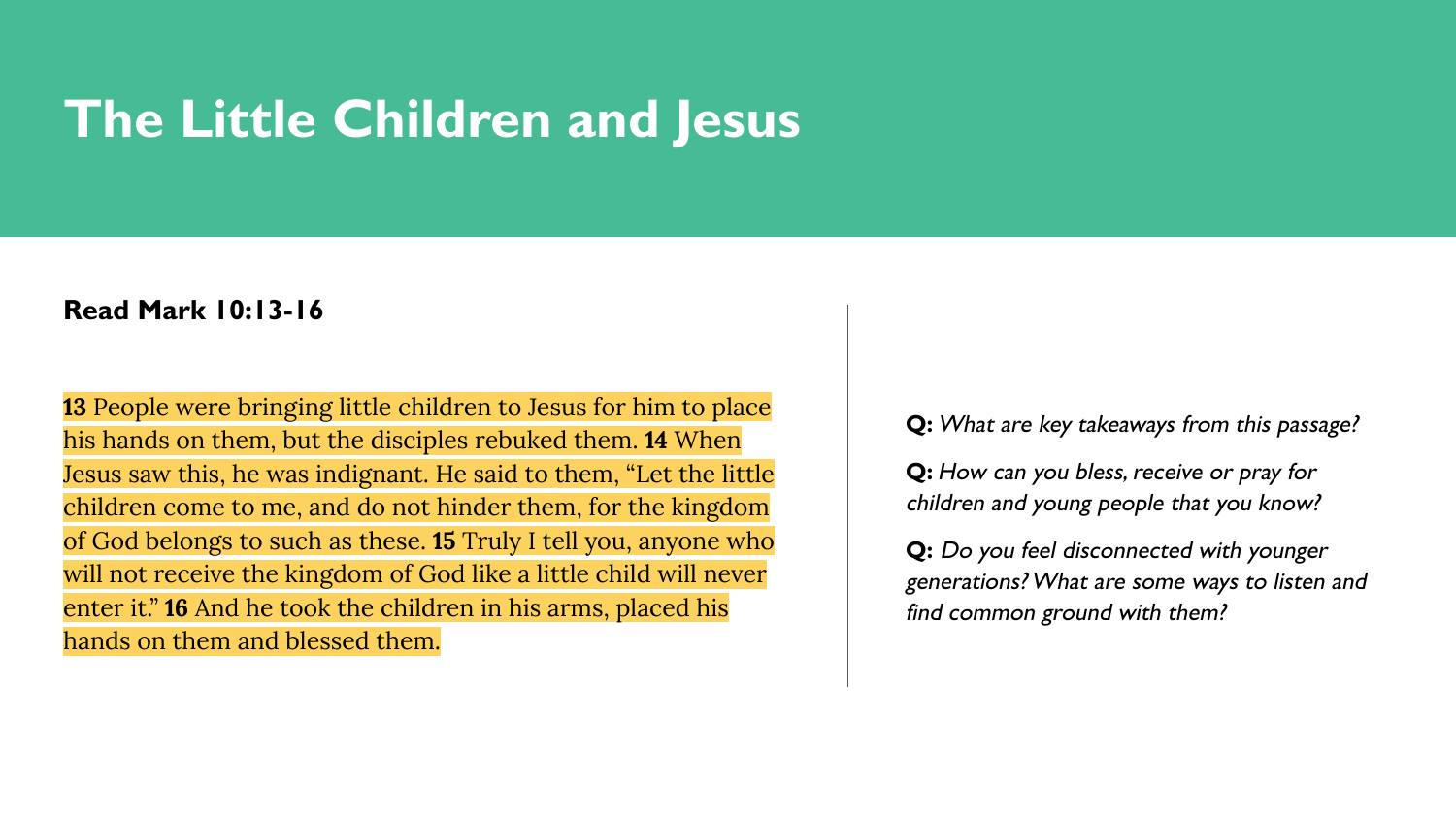# The Little Children and Jesus

**Read Mark 10:13-16**

**13** People were bringing little children to Jesus for him to place his hands on them, but the disciples rebuked them. **14** When Jesus saw this, he was indignant. He said to them, "Let the little children come to me, and do not hinder them, for the kingdom of God belongs to such as these. **15** Truly I tell you, anyone who will not receive the kingdom of God like a little child will never enter it." **16** And he took the children in his arms, placed his hands on them and blessed them.

**Q:** *What are key takeaways from this passage?*

**Q:** *How can you bless, receive or pray for children and young people that you know?*

**Q:** *Do you feel disconnected with younger generations? What are some ways to listen and find common ground with them?*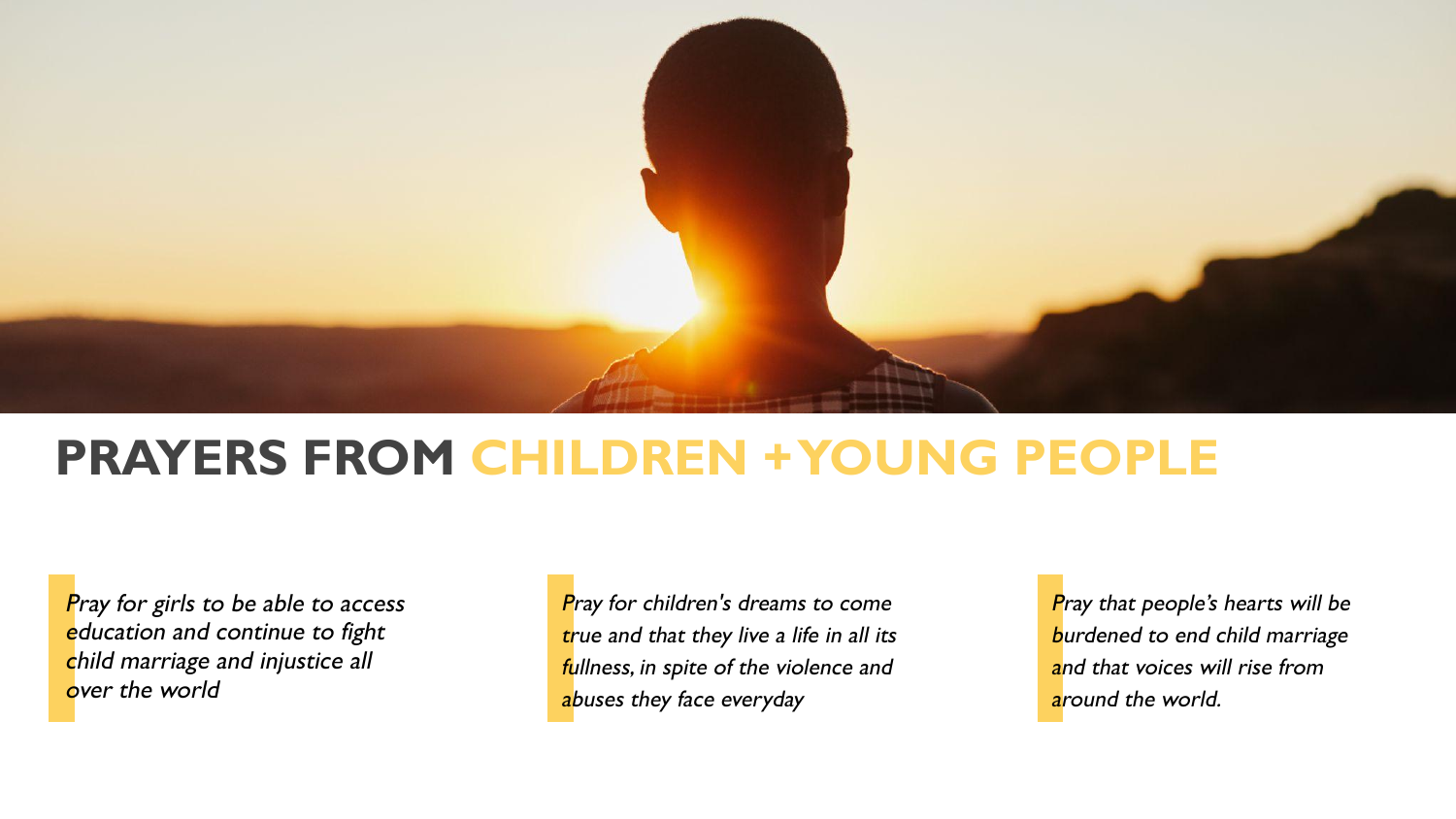# PRAYERS FROM CHILDREN + YOUNG PEOPLE

*Pray for girls to be able to access education and continue to fight child marriage and injustice all over the world*

*Pray for children's dreams to come true and that they live a life in all its fullness, in spite of the violence and abuses they face everyday*

*Pray that people's hearts will be burdened to end child marriage and that voices will rise from around the world.*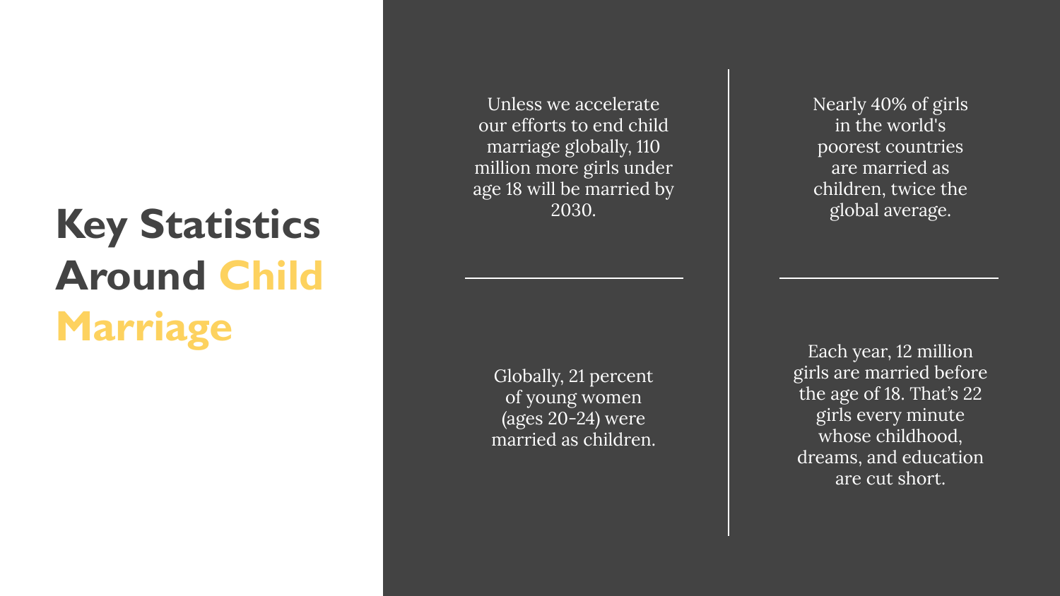# Key Statistics Around Child Marriage

Unless we accelerate our efforts to end child marriage globally, 110 million more girls under age 18 will be married by 2030.

Nearly 40% of girls in the world's poorest countries are married as children, twice the global average.

Globally, 21 percent of young women (ages 20-24) were married as children.

Each year, 12 million girls are married before the age of 18. That’s 22 girls every minute whose childhood, dreams, and education are cut short.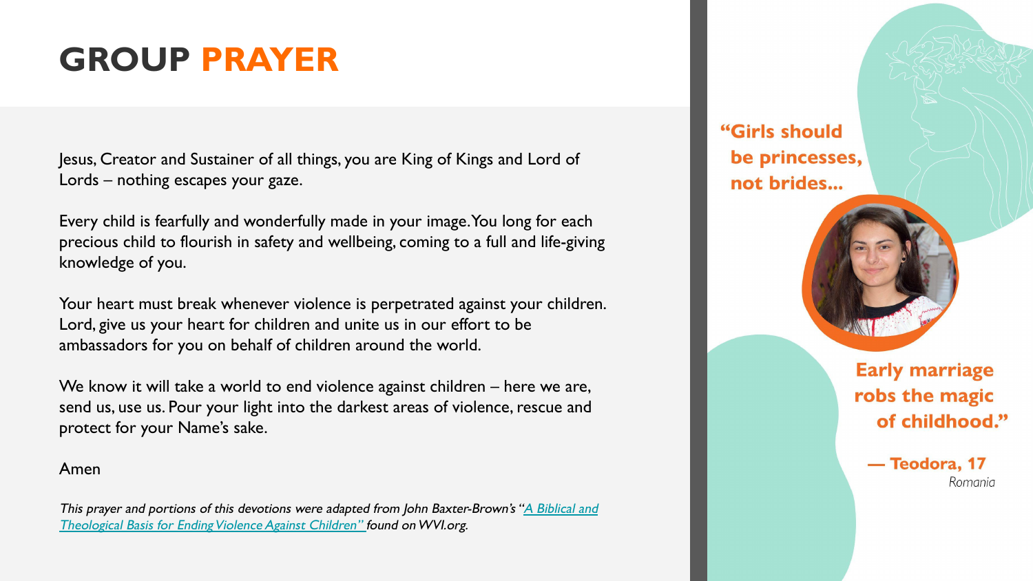# GROUP PRAYER

Jesus, Creator and Sustainer of all things, you are King of Kings and Lord of Lords – nothing escapes your gaze.

Every child is fearfully and wonderfully made in your image. You long for each precious child to flourish in safety and wellbeing, coming to a full and life-giving knowledge of you.

Your heart must break whenever violence is perpetrated against your children. Lord, give us your heart for children and unite us in our effort to be ambassadors for you on behalf of children around the world.

We know it will take a world to end violence against children – here we are, send us, use us. Pour your light into the darkest areas of violence, rescue and protect for your Name's sake.

Amen

*This prayer and portions of this devotions were adapted from John Baxter-Brown's "A Biblical and Theological Basis for Ending Violence Against Children" found on WVI.org.*

**"Girls should be princesses, not brides... Early marriage robs the magic of childhood."**

**— Teodora, 17**
*Romania*